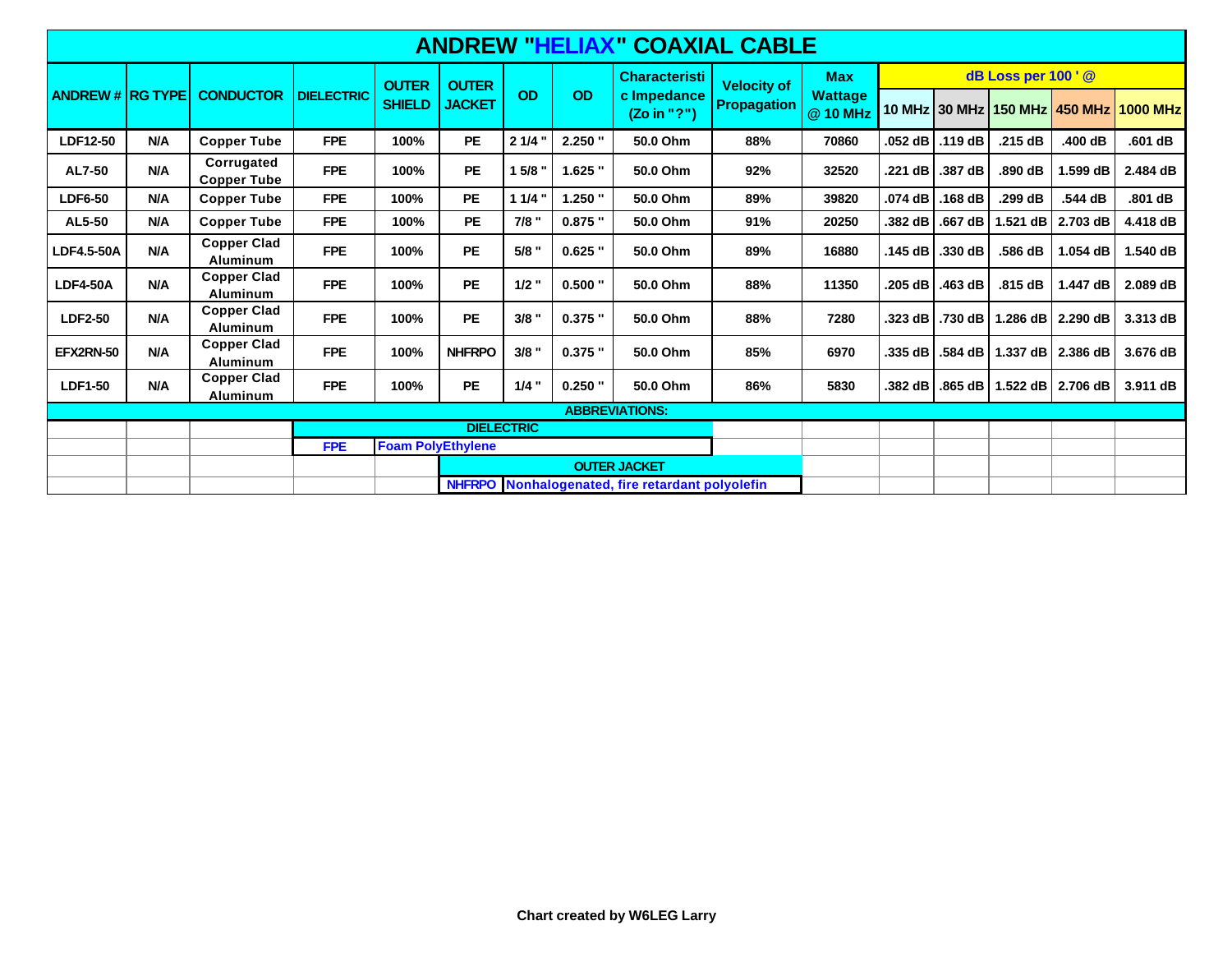# ANDREW "HELIAX" COAXIAL CABLE

| ANDREW # | RG TYPE | CONDUCTOR | DIELECTRIC | OUTER SHIELD | OUTER JACKET | OD | OD | Characteristic Impedance (Zo in "?") | Velocity of Propagation | Max Wattage @ 10 MHz | dB Loss per 100 ' @ | | | | |
|---|---|---|---|---|---|---|---|---|---|---|---|---|---|---|---|
| | | | | | | | | | | | 10 MHz | 30 MHz | 150 MHz | 450 MHz | 1000 MHz |
| LDF12-50 | N/A | Copper Tube | FPE | 100% | PE | 2 1/4 " | 2.250 " | 50.0 Ohm | 88% | 70860 | .052 dB | .119 dB | .215 dB | .400 dB | .601 dB |
| AL7-50 | N/A | Corrugated Copper Tube | FPE | 100% | PE | 1 5/8 " | 1.625 " | 50.0 Ohm | 92% | 32520 | .221 dB | .387 dB | .890 dB | 1.599 dB | 2.484 dB |
| LDF6-50 | N/A | Copper Tube | FPE | 100% | PE | 1 1/4 " | 1.250 " | 50.0 Ohm | 89% | 39820 | .074 dB | .168 dB | .299 dB | .544 dB | .801 dB |
| AL5-50 | N/A | Copper Tube | FPE | 100% | PE | 7/8 " | 0.875 " | 50.0 Ohm | 91% | 20250 | .382 dB | .667 dB | 1.521 dB | 2.703 dB | 4.418 dB |
| LDF4.5-50A | N/A | Copper Clad Aluminum | FPE | 100% | PE | 5/8 " | 0.625 " | 50.0 Ohm | 89% | 16880 | .145 dB | .330 dB | .586 dB | 1.054 dB | 1.540 dB |
| LDF4-50A | N/A | Copper Clad Aluminum | FPE | 100% | PE | 1/2 " | 0.500 " | 50.0 Ohm | 88% | 11350 | .205 dB | .463 dB | .815 dB | 1.447 dB | 2.089 dB |
| LDF2-50 | N/A | Copper Clad Aluminum | FPE | 100% | PE | 3/8 " | 0.375 " | 50.0 Ohm | 88% | 7280 | .323 dB | .730 dB | 1.286 dB | 2.290 dB | 3.313 dB |
| EFX2RN-50 | N/A | Copper Clad Aluminum | FPE | 100% | NHFRPO | 3/8 " | 0.375 " | 50.0 Ohm | 85% | 6970 | .335 dB | .584 dB | 1.337 dB | 2.386 dB | 3.676 dB |
| LDF1-50 | N/A | Copper Clad Aluminum | FPE | 100% | PE | 1/4 " | 0.250 " | 50.0 Ohm | 86% | 5830 | .382 dB | .865 dB | 1.522 dB | 2.706 dB | 3.911 dB |

**ABBREVIATIONS:**

**DIELECTRIC**

| | |
|---|---|
| FPE | Foam PolyEthylene |

**OUTER JACKET**

| | |
|---|---|
| NHFRPO | Nonhalogenated, fire retardant polyolefin |

**Chart created by W6LEG Larry**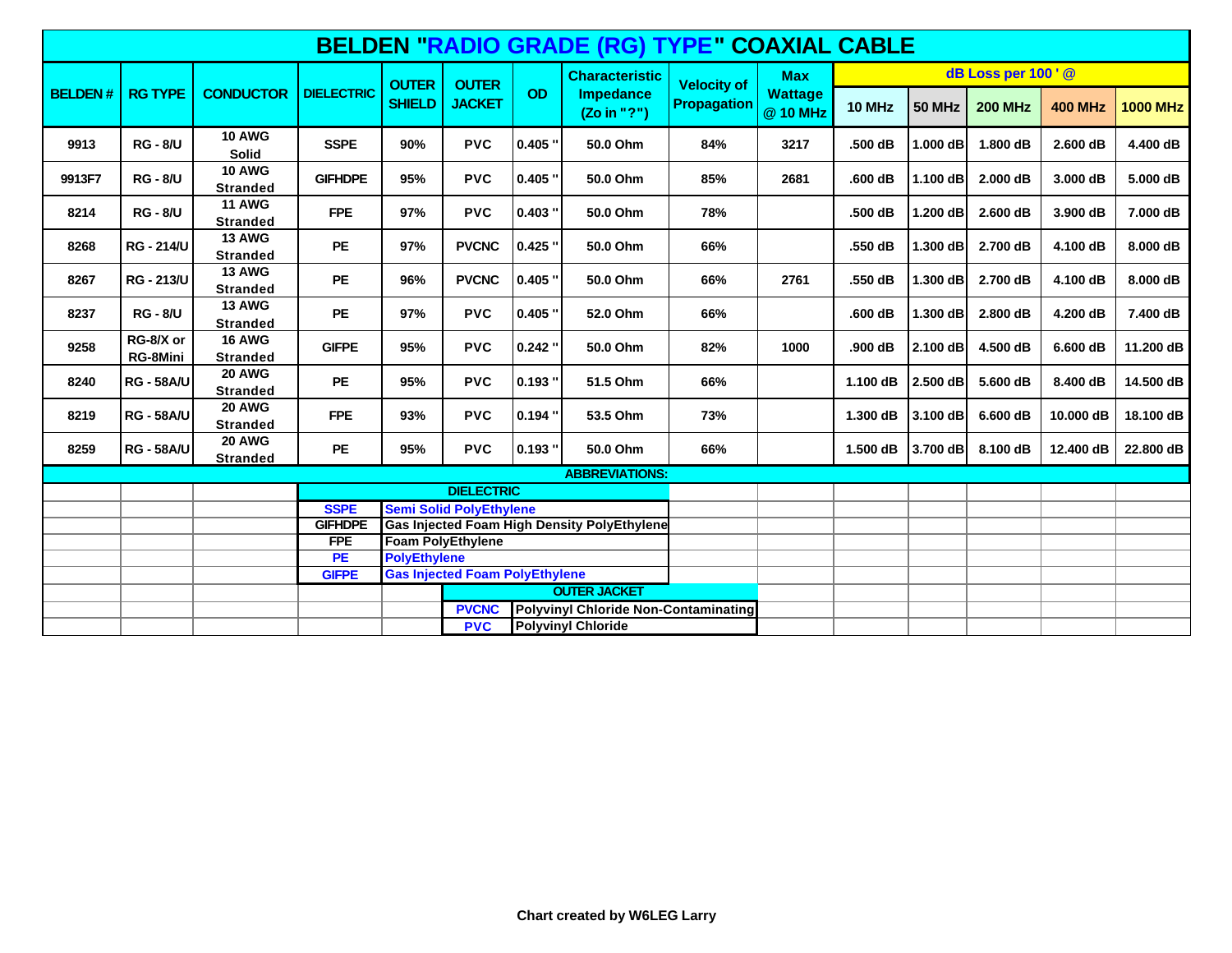# BELDEN "RADIO GRADE (RG) TYPE" COAXIAL CABLE

| BELDEN # | RG TYPE | CONDUCTOR | DIELECTRIC | OUTER SHIELD | OUTER JACKET | OD | Characteristic Impedance (Zo in "?") | Velocity of Propagation | Max Wattage @ 10 MHz | dB Loss per 100 ' @ | | | | |
|---|---|---|---|---|---|---|---|---|---|---|---|---|---|---|
| | | | | | | | | | | 10 MHz | 50 MHz | 200 MHz | 400 MHz | 1000 MHz |
| 9913 | RG - 8/U | 10 AWG Solid | SSPE | 90% | PVC | 0.405 " | 50.0 Ohm | 84% | 3217 | .500 dB | 1.000 dB | 1.800 dB | 2.600 dB | 4.400 dB |
| 9913F7 | RG - 8/U | 10 AWG Stranded | GIFHDPE | 95% | PVC | 0.405 " | 50.0 Ohm | 85% | 2681 | .600 dB | 1.100 dB | 2.000 dB | 3.000 dB | 5.000 dB |
| 8214 | RG - 8/U | 11 AWG Stranded | FPE | 97% | PVC | 0.403 " | 50.0 Ohm | 78% | | .500 dB | 1.200 dB | 2.600 dB | 3.900 dB | 7.000 dB |
| 8268 | RG - 214/U | 13 AWG Stranded | PE | 97% | PVCNC | 0.425 " | 50.0 Ohm | 66% | | .550 dB | 1.300 dB | 2.700 dB | 4.100 dB | 8.000 dB |
| 8267 | RG - 213/U | 13 AWG Stranded | PE | 96% | PVCNC | 0.405 " | 50.0 Ohm | 66% | 2761 | .550 dB | 1.300 dB | 2.700 dB | 4.100 dB | 8.000 dB |
| 8237 | RG - 8/U | 13 AWG Stranded | PE | 97% | PVC | 0.405 " | 52.0 Ohm | 66% | | .600 dB | 1.300 dB | 2.800 dB | 4.200 dB | 7.400 dB |
| 9258 | RG-8/X or RG-8Mini | 16 AWG Stranded | GIFPE | 95% | PVC | 0.242 " | 50.0 Ohm | 82% | 1000 | .900 dB | 2.100 dB | 4.500 dB | 6.600 dB | 11.200 dB |
| 8240 | RG - 58A/U | 20 AWG Stranded | PE | 95% | PVC | 0.193 " | 51.5 Ohm | 66% | | 1.100 dB | 2.500 dB | 5.600 dB | 8.400 dB | 14.500 dB |
| 8219 | RG - 58A/U | 20 AWG Stranded | FPE | 93% | PVC | 0.194 " | 53.5 Ohm | 73% | | 1.300 dB | 3.100 dB | 6.600 dB | 10.000 dB | 18.100 dB |
| 8259 | RG - 58A/U | 20 AWG Stranded | PE | 95% | PVC | 0.193 " | 50.0 Ohm | 66% | | 1.500 dB | 3.700 dB | 8.100 dB | 12.400 dB | 22.800 dB |

**ABBREVIATIONS:**

| DIELECTRIC | |
|---|---|
| SSPE | Semi Solid PolyEthylene |
| GIFHDPE | Gas Injected Foam High Density PolyEthylene |
| FPE | Foam PolyEthylene |
| PE | PolyEthylene |
| GIFPE | Gas Injected Foam PolyEthylene |

| OUTER JACKET | |
|---|---|
| PVCNC | Polyvinyl Chloride Non-Contaminating |
| PVC | Polyvinyl Chloride |

**Chart created by W6LEG Larry**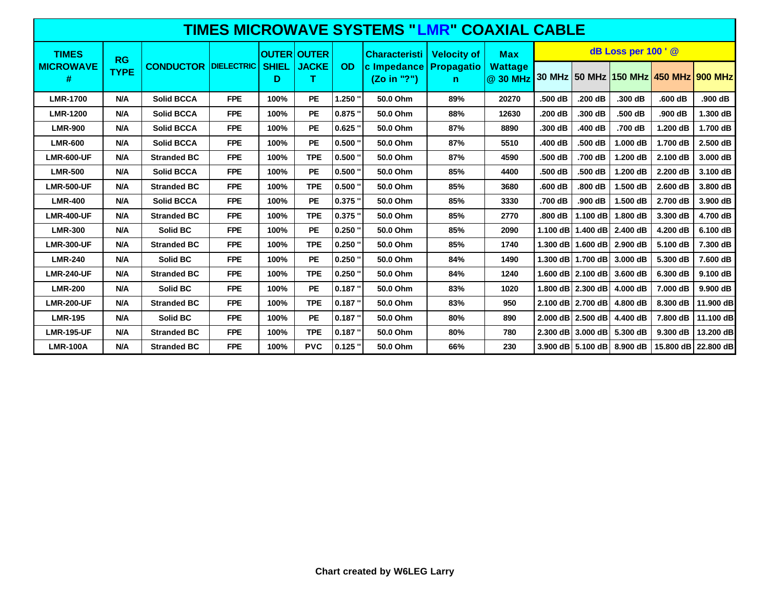# TIMES MICROWAVE SYSTEMS "LMR" COAXIAL CABLE

| TIMES MICROWAVE # | RG TYPE | CONDUCTOR | DIELECTRIC | OUTER SHIELD | OUTER JACKET | OD | Characteristic Impedance (Zo in "?") | Velocity of Propagation | Max Wattage @ 30 MHz | dB Loss per 100 ' @ | | | | |
|---|---|---|---|---|---|---|---|---|---|---|---|---|---|---|
| | | | | | | | | | | 30 MHz | 50 MHz | 150 MHz | 450 MHz | 900 MHz |
| LMR-1700 | N/A | Solid BCCA | FPE | 100% | PE | 1.250 " | 50.0 Ohm | 89% | 20270 | .500 dB | .200 dB | .300 dB | .600 dB | .900 dB |
| LMR-1200 | N/A | Solid BCCA | FPE | 100% | PE | 0.875 " | 50.0 Ohm | 88% | 12630 | .200 dB | .300 dB | .500 dB | .900 dB | 1.300 dB |
| LMR-900 | N/A | Solid BCCA | FPE | 100% | PE | 0.625 " | 50.0 Ohm | 87% | 8890 | .300 dB | .400 dB | .700 dB | 1.200 dB | 1.700 dB |
| LMR-600 | N/A | Solid BCCA | FPE | 100% | PE | 0.500 " | 50.0 Ohm | 87% | 5510 | .400 dB | .500 dB | 1.000 dB | 1.700 dB | 2.500 dB |
| LMR-600-UF | N/A | Stranded BC | FPE | 100% | TPE | 0.500 " | 50.0 Ohm | 87% | 4590 | .500 dB | .700 dB | 1.200 dB | 2.100 dB | 3.000 dB |
| LMR-500 | N/A | Solid BCCA | FPE | 100% | PE | 0.500 " | 50.0 Ohm | 85% | 4400 | .500 dB | .500 dB | 1.200 dB | 2.200 dB | 3.100 dB |
| LMR-500-UF | N/A | Stranded BC | FPE | 100% | TPE | 0.500 " | 50.0 Ohm | 85% | 3680 | .600 dB | .800 dB | 1.500 dB | 2.600 dB | 3.800 dB |
| LMR-400 | N/A | Solid BCCA | FPE | 100% | PE | 0.375 " | 50.0 Ohm | 85% | 3330 | .700 dB | .900 dB | 1.500 dB | 2.700 dB | 3.900 dB |
| LMR-400-UF | N/A | Stranded BC | FPE | 100% | TPE | 0.375 " | 50.0 Ohm | 85% | 2770 | .800 dB | 1.100 dB | 1.800 dB | 3.300 dB | 4.700 dB |
| LMR-300 | N/A | Solid BC | FPE | 100% | PE | 0.250 " | 50.0 Ohm | 85% | 2090 | 1.100 dB | 1.400 dB | 2.400 dB | 4.200 dB | 6.100 dB |
| LMR-300-UF | N/A | Stranded BC | FPE | 100% | TPE | 0.250 " | 50.0 Ohm | 85% | 1740 | 1.300 dB | 1.600 dB | 2.900 dB | 5.100 dB | 7.300 dB |
| LMR-240 | N/A | Solid BC | FPE | 100% | PE | 0.250 " | 50.0 Ohm | 84% | 1490 | 1.300 dB | 1.700 dB | 3.000 dB | 5.300 dB | 7.600 dB |
| LMR-240-UF | N/A | Stranded BC | FPE | 100% | TPE | 0.250 " | 50.0 Ohm | 84% | 1240 | 1.600 dB | 2.100 dB | 3.600 dB | 6.300 dB | 9.100 dB |
| LMR-200 | N/A | Solid BC | FPE | 100% | PE | 0.187 " | 50.0 Ohm | 83% | 1020 | 1.800 dB | 2.300 dB | 4.000 dB | 7.000 dB | 9.900 dB |
| LMR-200-UF | N/A | Stranded BC | FPE | 100% | TPE | 0.187 " | 50.0 Ohm | 83% | 950 | 2.100 dB | 2.700 dB | 4.800 dB | 8.300 dB | 11.900 dB |
| LMR-195 | N/A | Solid BC | FPE | 100% | PE | 0.187 " | 50.0 Ohm | 80% | 890 | 2.000 dB | 2.500 dB | 4.400 dB | 7.800 dB | 11.100 dB |
| LMR-195-UF | N/A | Stranded BC | FPE | 100% | TPE | 0.187 " | 50.0 Ohm | 80% | 780 | 2.300 dB | 3.000 dB | 5.300 dB | 9.300 dB | 13.200 dB |
| LMR-100A | N/A | Stranded BC | FPE | 100% | PVC | 0.125 " | 50.0 Ohm | 66% | 230 | 3.900 dB | 5.100 dB | 8.900 dB | 15.800 dB | 22.800 dB |

**Chart created by W6LEG Larry**